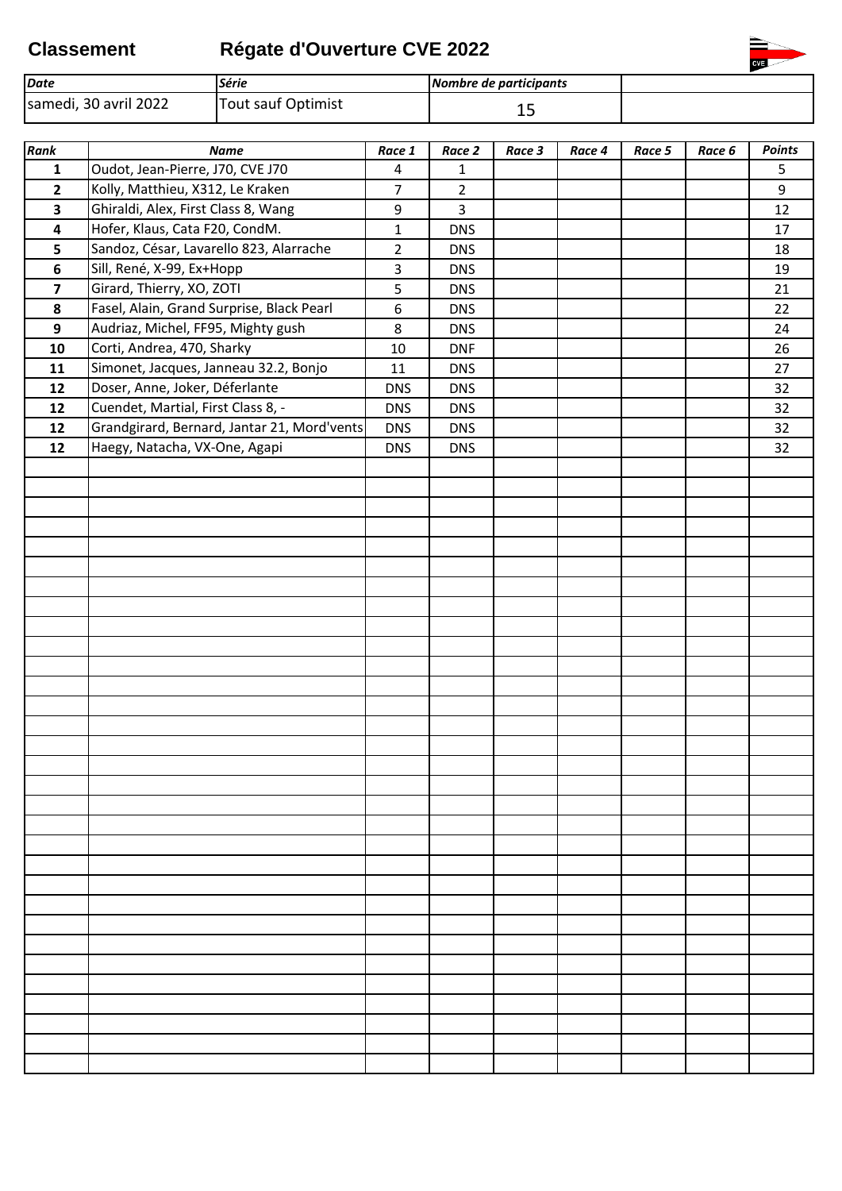# Classement

## Régate d'Ouverture CVE 2022

| *Date* | *Série* | *Nombre de participants* | |
|---|---|---|---|
| samedi, 30 avril 2022 | Tout sauf Optimist | 15 | |

| *Rank* | *Name* | *Race 1* | *Race 2* | *Race 3* | *Race 4* | *Race 5* | *Race 6* | *Points* |
|---|---|---|---|---|---|---|---|---|
| **1** | Oudot, Jean-Pierre, J70, CVE J70 | 4 | 1 | | | | | 5 |
| **2** | Kolly, Matthieu, X312, Le Kraken | 7 | 2 | | | | | 9 |
| **3** | Ghiraldi, Alex, First Class 8, Wang | 9 | 3 | | | | | 12 |
| **4** | Hofer, Klaus, Cata F20, CondM. | 1 | DNS | | | | | 17 |
| **5** | Sandoz, César, Lavarello 823, Alarrache | 2 | DNS | | | | | 18 |
| **6** | Sill, René, X-99, Ex+Hopp | 3 | DNS | | | | | 19 |
| **7** | Girard, Thierry, XO, ZOTI | 5 | DNS | | | | | 21 |
| **8** | Fasel, Alain, Grand Surprise, Black Pearl | 6 | DNS | | | | | 22 |
| **9** | Audriaz, Michel, FF95, Mighty gush | 8 | DNS | | | | | 24 |
| **10** | Corti, Andrea, 470, Sharky | 10 | DNF | | | | | 26 |
| **11** | Simonet, Jacques, Janneau 32.2, Bonjo | 11 | DNS | | | | | 27 |
| **12** | Doser, Anne, Joker, Déferlante | DNS | DNS | | | | | 32 |
| **12** | Cuendet, Martial, First Class 8, - | DNS | DNS | | | | | 32 |
| **12** | Grandgirard, Bernard, Jantar 21, Mord'vents | DNS | DNS | | | | | 32 |
| **12** | Haegy, Natacha, VX-One, Agapi | DNS | DNS | | | | | 32 |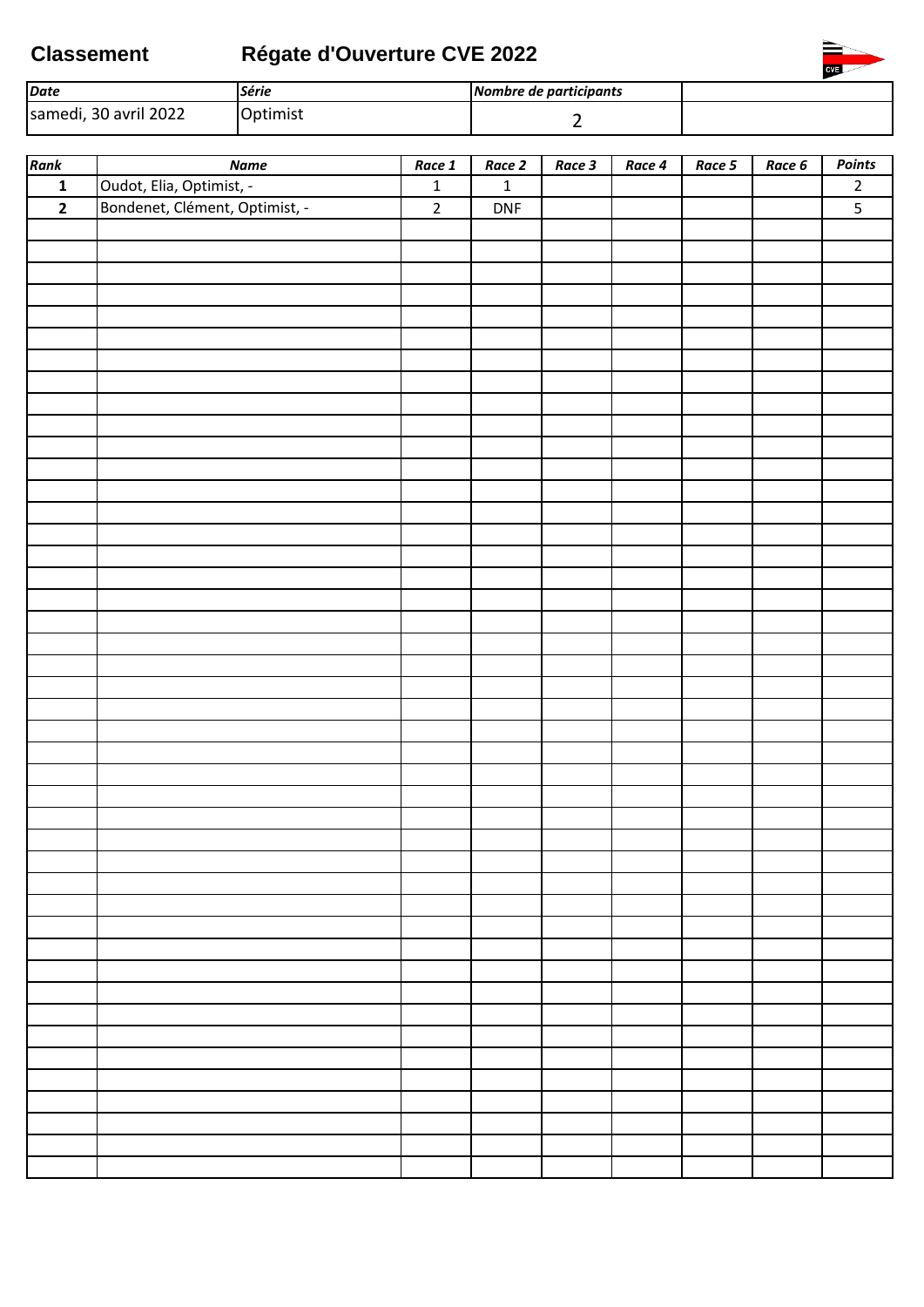# Classement Régate d'Ouverture CVE 2022

| *Date* | *Série* | *Nombre de participants* | |
|---|---|---|---|
| samedi, 30 avril 2022 | Optimist | 2 | |

| *Rank* | *Name* | *Race 1* | *Race 2* | *Race 3* | *Race 4* | *Race 5* | *Race 6* | *Points* |
|---|---|---|---|---|---|---|---|---|
| **1** | Oudot, Elia, Optimist, - | 1 | 1 | | | | | 2 |
| **2** | Bondenet, Clément, Optimist, - | 2 | DNF | | | | | 5 |